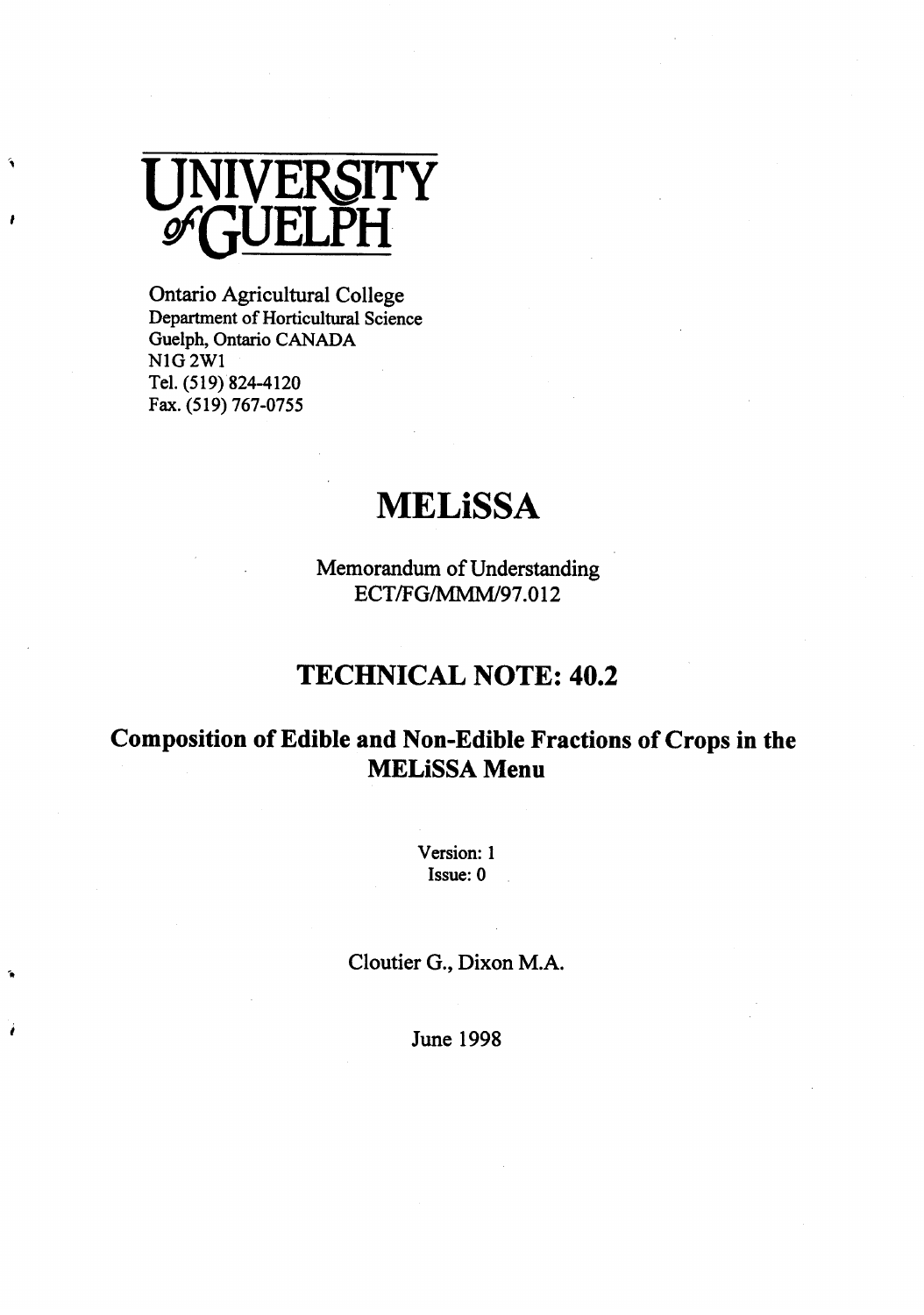UNIVERSITY of GUELPH

Ontario Agricultural College
Department of Horticultural Science
Guelph, Ontario CANADA
N1G 2W1
Tel. (519) 824-4120
Fax. (519) 767-0755

# MELiSSA

Memorandum of Understanding
ECT/FG/MMM/97.012

## TECHNICAL NOTE: 40.2

## Composition of Edible and Non-Edible Fractions of Crops in the MELiSSA Menu

Version: 1
Issue: 0

Cloutier G., Dixon M.A.

June 1998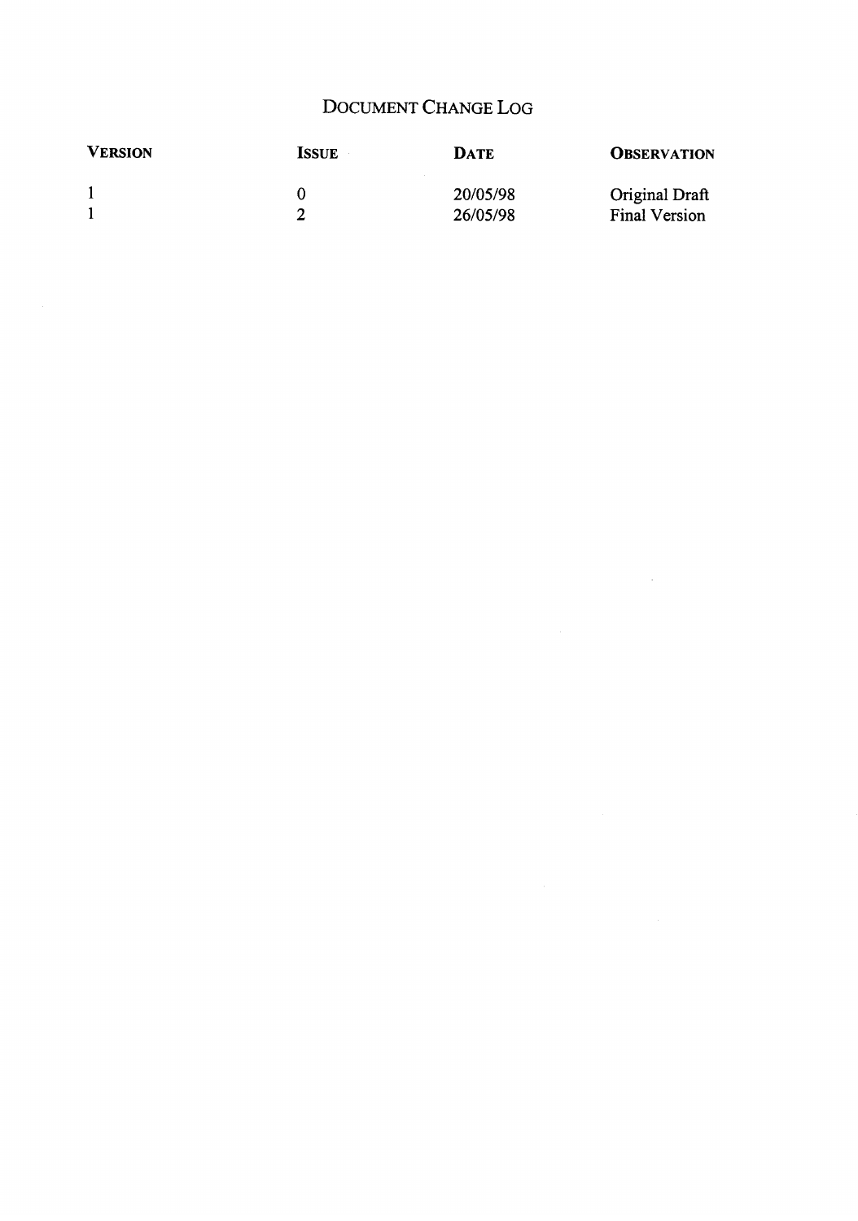# Document Change Log

| **Version** | **Issue** | **Date** | **Observation** |
|---|---|---|---|
| 1 | 0 | 20/05/98 | Original Draft |
| 1 | 2 | 26/05/98 | Final Version |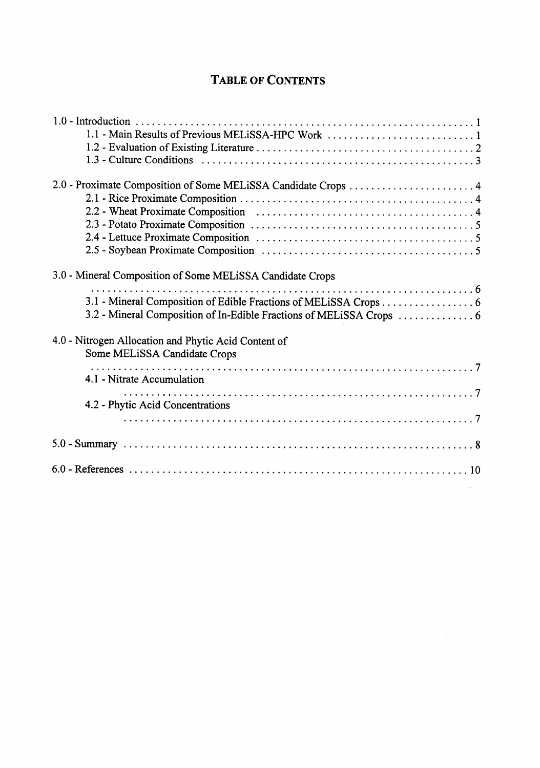# TABLE OF CONTENTS

1.0 - Introduction ..... 1
- 1.1 - Main Results of Previous MELiSSA-HPC Work ..... 1
- 1.2 - Evaluation of Existing Literature ..... 2
- 1.3 - Culture Conditions ..... 3

2.0 - Proximate Composition of Some MELiSSA Candidate Crops ..... 4
- 2.1 - Rice Proximate Composition ..... 4
- 2.2 - Wheat Proximate Composition ..... 4
- 2.3 - Potato Proximate Composition ..... 5
- 2.4 - Lettuce Proximate Composition ..... 5
- 2.5 - Soybean Proximate Composition ..... 5

3.0 - Mineral Composition of Some MELiSSA Candidate Crops ..... 6
- 3.1 - Mineral Composition of Edible Fractions of MELiSSA Crops ..... 6
- 3.2 - Mineral Composition of In-Edible Fractions of MELiSSA Crops ..... 6

4.0 - Nitrogen Allocation and Phytic Acid Content of Some MELiSSA Candidate Crops ..... 7
- 4.1 - Nitrate Accumulation ..... 7
- 4.2 - Phytic Acid Concentrations ..... 7

5.0 - Summary ..... 8

6.0 - References ..... 10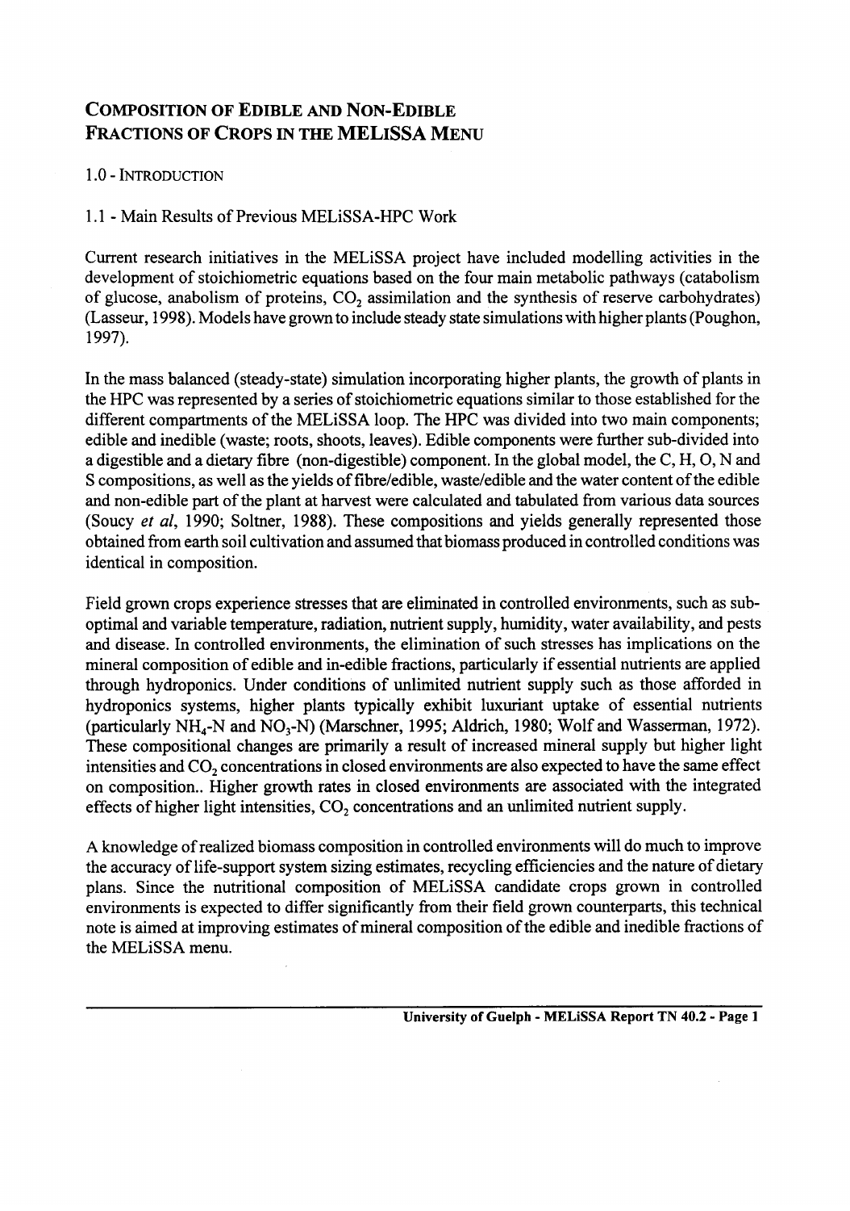# Composition of Edible and Non-Edible Fractions of Crops in the MELiSSA Menu

## 1.0 - Introduction

### 1.1 - Main Results of Previous MELiSSA-HPC Work

Current research initiatives in the MELiSSA project have included modelling activities in the development of stoichiometric equations based on the four main metabolic pathways (catabolism of glucose, anabolism of proteins, $CO_2$ assimilation and the synthesis of reserve carbohydrates) (Lasseur, 1998). Models have grown to include steady state simulations with higher plants (Poughon, 1997).

In the mass balanced (steady-state) simulation incorporating higher plants, the growth of plants in the HPC was represented by a series of stoichiometric equations similar to those established for the different compartments of the MELiSSA loop. The HPC was divided into two main components; edible and inedible (waste; roots, shoots, leaves). Edible components were further sub-divided into a digestible and a dietary fibre (non-digestible) component. In the global model, the C, H, O, N and S compositions, as well as the yields of fibre/edible, waste/edible and the water content of the edible and non-edible part of the plant at harvest were calculated and tabulated from various data sources (Soucy *et al*, 1990; Soltner, 1988). These compositions and yields generally represented those obtained from earth soil cultivation and assumed that biomass produced in controlled conditions was identical in composition.

Field grown crops experience stresses that are eliminated in controlled environments, such as sub-optimal and variable temperature, radiation, nutrient supply, humidity, water availability, and pests and disease. In controlled environments, the elimination of such stresses has implications on the mineral composition of edible and in-edible fractions, particularly if essential nutrients are applied through hydroponics. Under conditions of unlimited nutrient supply such as those afforded in hydroponics systems, higher plants typically exhibit luxuriant uptake of essential nutrients (particularly $NH_4$-N and $NO_3$-N) (Marschner, 1995; Aldrich, 1980; Wolf and Wasserman, 1972). These compositional changes are primarily a result of increased mineral supply but higher light intensities and $CO_2$ concentrations in closed environments are also expected to have the same effect on composition.. Higher growth rates in closed environments are associated with the integrated effects of higher light intensities, $CO_2$ concentrations and an unlimited nutrient supply.

A knowledge of realized biomass composition in controlled environments will do much to improve the accuracy of life-support system sizing estimates, recycling efficiencies and the nature of dietary plans. Since the nutritional composition of MELiSSA candidate crops grown in controlled environments is expected to differ significantly from their field grown counterparts, this technical note is aimed at improving estimates of mineral composition of the edible and inedible fractions of the MELiSSA menu.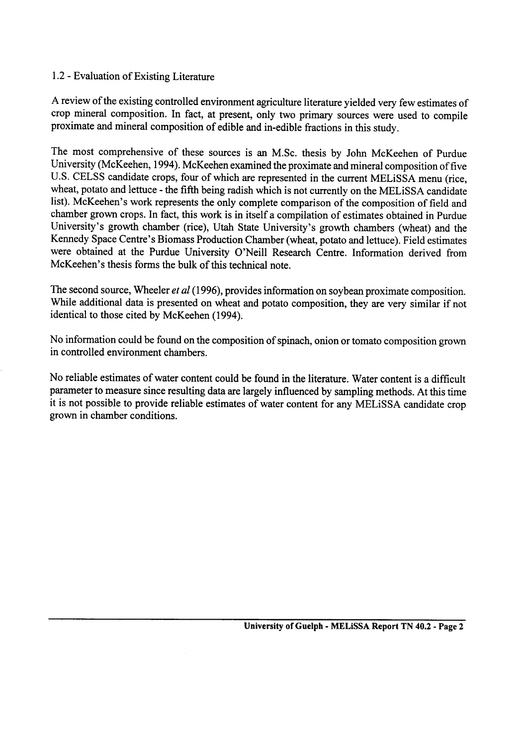## 1.2 - Evaluation of Existing Literature

A review of the existing controlled environment agriculture literature yielded very few estimates of crop mineral composition. In fact, at present, only two primary sources were used to compile proximate and mineral composition of edible and in-edible fractions in this study.

The most comprehensive of these sources is an M.Sc. thesis by John McKeehen of Purdue University (McKeehen, 1994). McKeehen examined the proximate and mineral composition of five U.S. CELSS candidate crops, four of which are represented in the current MELiSSA menu (rice, wheat, potato and lettuce - the fifth being radish which is not currently on the MELiSSA candidate list). McKeehen's work represents the only complete comparison of the composition of field and chamber grown crops. In fact, this work is in itself a compilation of estimates obtained in Purdue University's growth chamber (rice), Utah State University's growth chambers (wheat) and the Kennedy Space Centre's Biomass Production Chamber (wheat, potato and lettuce). Field estimates were obtained at the Purdue University O'Neill Research Centre. Information derived from McKeehen's thesis forms the bulk of this technical note.

The second source, Wheeler *et al* (1996), provides information on soybean proximate composition. While additional data is presented on wheat and potato composition, they are very similar if not identical to those cited by McKeehen (1994).

No information could be found on the composition of spinach, onion or tomato composition grown in controlled environment chambers.

No reliable estimates of water content could be found in the literature. Water content is a difficult parameter to measure since resulting data are largely influenced by sampling methods. At this time it is not possible to provide reliable estimates of water content for any MELiSSA candidate crop grown in chamber conditions.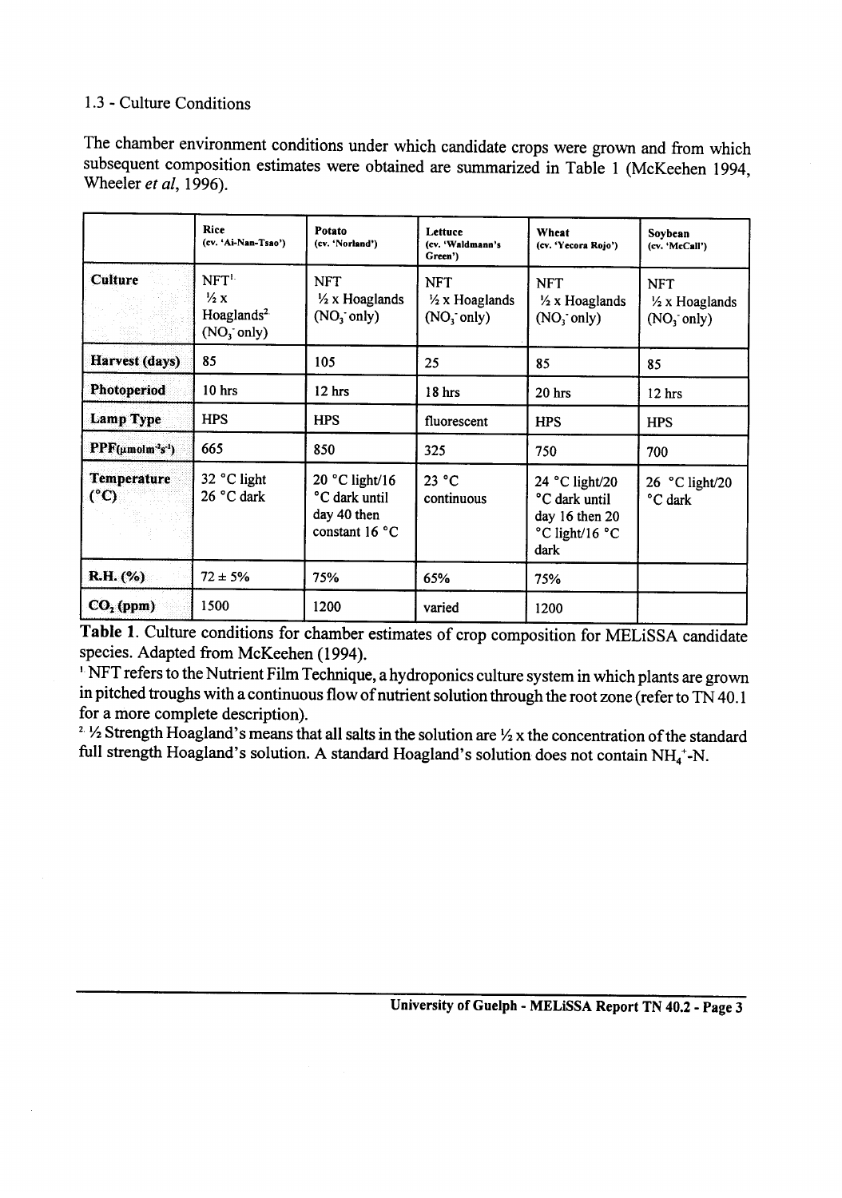1.3 - Culture Conditions

The chamber environment conditions under which candidate crops were grown and from which subsequent composition estimates were obtained are summarized in Table 1 (McKeehen 1994, Wheeler *et al*, 1996).

| | **Rice** (cv. 'Ai-Nan-Tsao') | **Potato** (cv. 'Norland') | **Lettuce** (cv. 'Waldmann's Green') | **Wheat** (cv. 'Yecora Rojo') | **Soybean** (cv. 'McCall') |
|---|---|---|---|---|---|
| **Culture** | NFT[1] ½ x Hoaglands[2] ($NO_3^-$ only) | NFT ½ x Hoaglands ($NO_3^-$ only) | NFT ½ x Hoaglands ($NO_3^-$ only) | NFT ½ x Hoaglands ($NO_3^-$ only) | NFT ½ x Hoaglands ($NO_3^-$ only) |
| **Harvest (days)** | 85 | 105 | 25 | 85 | 85 |
| **Photoperiod** | 10 hrs | 12 hrs | 18 hrs | 20 hrs | 12 hrs |
| **Lamp Type** | HPS | HPS | fluorescent | HPS | HPS |
| **PPF($\mu mol m^{-2} s^{-1}$)** | 665 | 850 | 325 | 750 | 700 |
| **Temperature (°C)** | 32 °C light 26 °C dark | 20 °C light/16 °C dark until day 40 then constant 16 °C | 23 °C continuous | 24 °C light/20 °C dark until day 16 then 20 °C light/16 °C dark | 26 °C light/20 °C dark |
| **R.H. (%)** | 72 ± 5% | 75% | 65% | 75% | |
| **$CO_2$ (ppm)** | 1500 | 1200 | varied | 1200 | |

**Table 1**. Culture conditions for chamber estimates of crop composition for MELiSSA candidate species. Adapted from McKeehen (1994).

[1] NFT refers to the Nutrient Film Technique, a hydroponics culture system in which plants are grown in pitched troughs with a continuous flow of nutrient solution through the root zone (refer to TN 40.1 for a more complete description).

[2] ½ Strength Hoagland's means that all salts in the solution are ½ x the concentration of the standard full strength Hoagland's solution. A standard Hoagland's solution does not contain $NH_4^+$-N.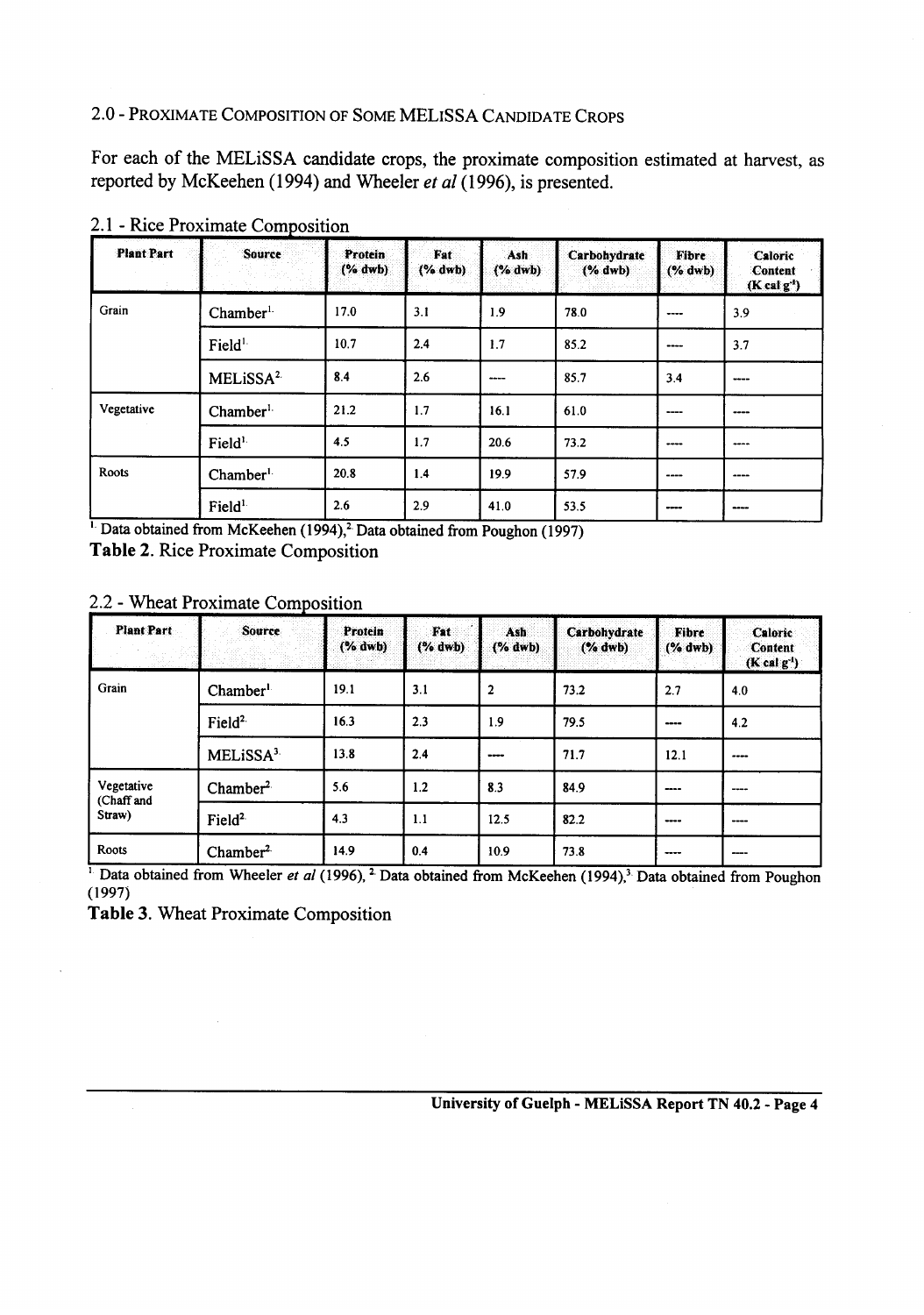## 2.0 - Proximate Composition of Some MELiSSA Candidate Crops

For each of the MELiSSA candidate crops, the proximate composition estimated at harvest, as reported by McKeehen (1994) and Wheeler *et al* (1996), is presented.

### 2.1 - Rice Proximate Composition

| Plant Part | Source | Protein (% dwb) | Fat (% dwb) | Ash (% dwb) | Carbohydrate (% dwb) | Fibre (% dwb) | Caloric Content (K cal $g^{-1}$) |
|---|---|---|---|---|---|---|---|
| Grain | Chamber[1] | 17.0 | 3.1 | 1.9 | 78.0 | ---- | 3.9 |
| | Field[1] | 10.7 | 2.4 | 1.7 | 85.2 | ---- | 3.7 |
| | MELiSSA[2] | 8.4 | 2.6 | ---- | 85.7 | 3.4 | ---- |
| Vegetative | Chamber[1] | 21.2 | 1.7 | 16.1 | 61.0 | ---- | ---- |
| | Field[1] | 4.5 | 1.7 | 20.6 | 73.2 | ---- | ---- |
| Roots | Chamber[1] | 20.8 | 1.4 | 19.9 | 57.9 | ---- | ---- |
| | Field[1] | 2.6 | 2.9 | 41.0 | 53.5 | ---- | ---- |

[1] Data obtained from McKeehen (1994),[2] Data obtained from Poughon (1997)

**Table 2.** Rice Proximate Composition

### 2.2 - Wheat Proximate Composition

| Plant Part | Source | Protein (% dwb) | Fat (% dwb) | Ash (% dwb) | Carbohydrate (% dwb) | Fibre (% dwb) | Caloric Content (K cal $g^{-1}$) |
|---|---|---|---|---|---|---|---|
| Grain | Chamber[1] | 19.1 | 3.1 | 2 | 73.2 | 2.7 | 4.0 |
| | Field[2] | 16.3 | 2.3 | 1.9 | 79.5 | ---- | 4.2 |
| | MELiSSA[3] | 13.8 | 2.4 | ---- | 71.7 | 12.1 | ---- |
| Vegetative (Chaff and Straw) | Chamber[2] | 5.6 | 1.2 | 8.3 | 84.9 | ---- | ---- |
| | Field[2] | 4.3 | 1.1 | 12.5 | 82.2 | ---- | ---- |
| Roots | Chamber[2] | 14.9 | 0.4 | 10.9 | 73.8 | ---- | ---- |

[1] Data obtained from Wheeler *et al* (1996), [2] Data obtained from McKeehen (1994),[3] Data obtained from Poughon (1997)

**Table 3.** Wheat Proximate Composition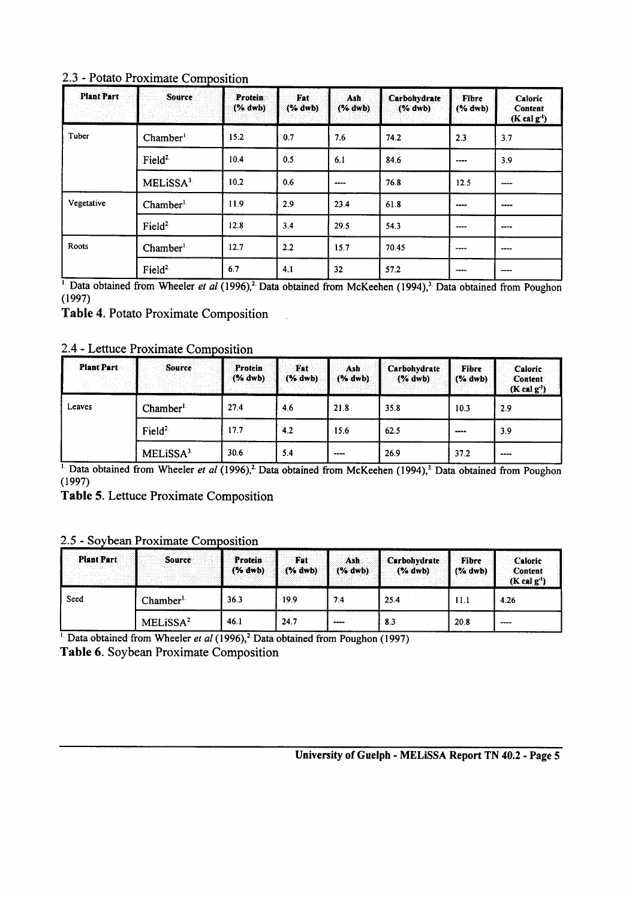## 2.3 - Potato Proximate Composition

| Plant Part | Source | Protein (% dwb) | Fat (% dwb) | Ash (% dwb) | Carbohydrate (% dwb) | Fibre (% dwb) | Caloric Content (K cal $g^{-1}$) |
|---|---|---|---|---|---|---|---|
| Tuber | Chamber[1] | 15.2 | 0.7 | 7.6 | 74.2 | 2.3 | 3.7 |
| | Field[2] | 10.4 | 0.5 | 6.1 | 84.6 | ---- | 3.9 |
| | MELiSSA[3] | 10.2 | 0.6 | ---- | 76.8 | 12.5 | ---- |
| Vegetative | Chamber[1] | 11.9 | 2.9 | 23.4 | 61.8 | ---- | ---- |
| | Field[2] | 12.8 | 3.4 | 29.5 | 54.3 | ---- | ---- |
| Roots | Chamber[1] | 12.7 | 2.2 | 15.7 | 70.45 | ---- | ---- |
| | Field[2] | 6.7 | 4.1 | 32 | 57.2 | ---- | ---- |

[1] Data obtained from Wheeler *et al* (1996),[2] Data obtained from McKeehen (1994),[3] Data obtained from Poughon (1997)

**Table 4.** Potato Proximate Composition

## 2.4 - Lettuce Proximate Composition

| Plant Part | Source | Protein (% dwb) | Fat (% dwb) | Ash (% dwb) | Carbohydrate (% dwb) | Fibre (% dwb) | Caloric Content (K cal $g^{-1}$) |
|---|---|---|---|---|---|---|---|
| Leaves | Chamber[1] | 27.4 | 4.6 | 21.8 | 35.8 | 10.3 | 2.9 |
| | Field[2] | 17.7 | 4.2 | 15.6 | 62.5 | ---- | 3.9 |
| | MELiSSA[3] | 30.6 | 5.4 | ---- | 26.9 | 37.2 | ---- |

[1] Data obtained from Wheeler *et al* (1996),[2] Data obtained from McKeehen (1994),[3] Data obtained from Poughon (1997)

**Table 5.** Lettuce Proximate Composition

## 2.5 - Soybean Proximate Composition

| Plant Part | Source | Protein (% dwb) | Fat (% dwb) | Ash (% dwb) | Carbohydrate (% dwb) | Fibre (% dwb) | Caloric Content (K cal $g^{-1}$) |
|---|---|---|---|---|---|---|---|
| Seed | Chamber[1] | 36.3 | 19.9 | 7.4 | 25.4 | 11.1 | 4.26 |
| | MELiSSA[2] | 46.1 | 24.7 | ---- | 8.3 | 20.8 | ---- |

[1] Data obtained from Wheeler *et al* (1996),[2] Data obtained from Poughon (1997)

**Table 6.** Soybean Proximate Composition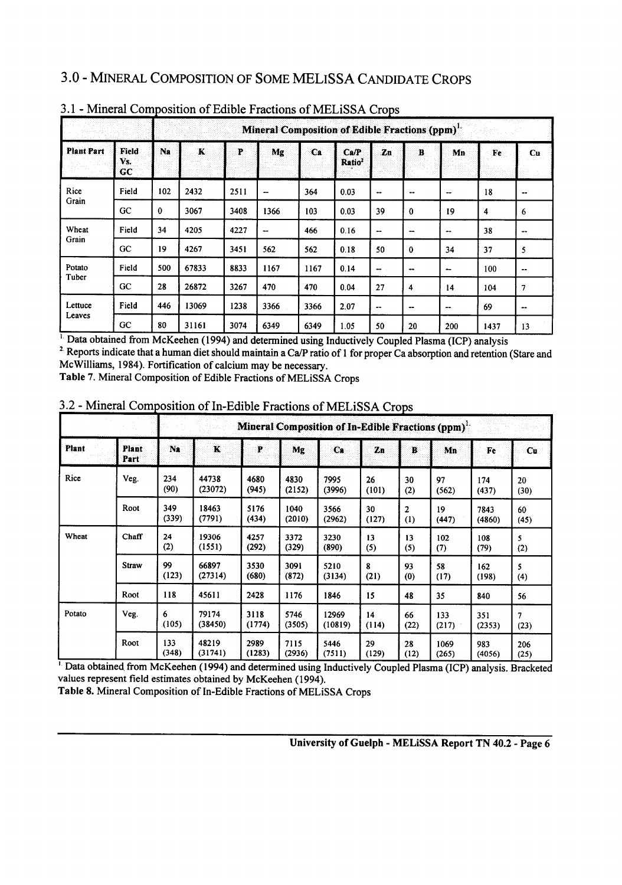# 3.0 - Mineral Composition of Some MELiSSA Candidate Crops

## 3.1 - Mineral Composition of Edible Fractions of MELiSSA Crops

| | | Mineral Composition of Edible Fractions (ppm)[1] | | | | | | | | | | |
|---|---|---|---|---|---|---|---|---|---|---|---|---|
| **Plant Part** | **Field Vs. GC** | **Na** | **K** | **P** | **Mg** | **Ca** | **Ca/P Ratio**[2] | **Zn** | **B** | **Mn** | **Fe** | **Cu** |
| Rice Grain | Field | 102 | 2432 | 2511 | -- | 364 | 0.03 | -- | -- | -- | 18 | -- |
| | GC | 0 | 3067 | 3408 | 1366 | 103 | 0.03 | 39 | 0 | 19 | 4 | 6 |
| Wheat Grain | Field | 34 | 4205 | 4227 | -- | 466 | 0.16 | -- | -- | -- | 38 | -- |
| | GC | 19 | 4267 | 3451 | 562 | 562 | 0.18 | 50 | 0 | 34 | 37 | 5 |
| Potato Tuber | Field | 500 | 67833 | 8833 | 1167 | 1167 | 0.14 | -- | -- | -- | 100 | -- |
| | GC | 28 | 26872 | 3267 | 470 | 470 | 0.04 | 27 | 4 | 14 | 104 | 7 |
| Lettuce Leaves | Field | 446 | 13069 | 1238 | 3366 | 3366 | 2.07 | -- | -- | -- | 69 | -- |
| | GC | 80 | 31161 | 3074 | 6349 | 6349 | 1.05 | 50 | 20 | 200 | 1437 | 13 |

[1] Data obtained from McKeehen (1994) and determined using Inductively Coupled Plasma (ICP) analysis

[2] Reports indicate that a human diet should maintain a Ca/P ratio of 1 for proper Ca absorption and retention (Stare and McWilliams, 1984). Fortification of calcium may be necessary.

**Table 7.** Mineral Composition of Edible Fractions of MELiSSA Crops

## 3.2 - Mineral Composition of In-Edible Fractions of MELiSSA Crops

| | | Mineral Composition of In-Edible Fractions (ppm)[1] | | | | | | | | | |
|---|---|---|---|---|---|---|---|---|---|---|---|
| **Plant** | **Plant Part** | **Na** | **K** | **P** | **Mg** | **Ca** | **Zn** | **B** | **Mn** | **Fe** | **Cu** |
| Rice | Veg. | 234 (90) | 44738 (23072) | 4680 (945) | 4830 (2152) | 7995 (3996) | 26 (101) | 30 (2) | 97 (562) | 174 (437) | 20 (30) |
| | Root | 349 (339) | 18463 (7791) | 5176 (434) | 1040 (2010) | 3566 (2962) | 30 (127) | 2 (1) | 19 (447) | 7843 (4860) | 60 (45) |
| Wheat | Chaff | 24 (2) | 19306 (1551) | 4257 (292) | 3372 (329) | 3230 (890) | 13 (5) | 13 (5) | 102 (7) | 108 (79) | 5 (2) |
| | Straw | 99 (123) | 66897 (27314) | 3530 (680) | 3091 (872) | 5210 (3134) | 8 (21) | 93 (0) | 58 (17) | 162 (198) | 5 (4) |
| | Root | 118 | 45611 | 2428 | 1176 | 1846 | 15 | 48 | 35 | 840 | 56 |
| Potato | Veg. | 6 (105) | 79174 (38450) | 3118 (1774) | 5746 (3505) | 12969 (10819) | 14 (114) | 66 (22) | 133 (217) | 351 (2353) | 7 (23) |
| | Root | 133 (348) | 48219 (31741) | 2989 (1283) | 7115 (2936) | 5446 (7511) | 29 (129) | 28 (12) | 1069 (265) | 983 (4056) | 206 (25) |

[1] Data obtained from McKeehen (1994) and determined using Inductively Coupled Plasma (ICP) analysis. Bracketed values represent field estimates obtained by McKeehen (1994).

**Table 8.** Mineral Composition of In-Edible Fractions of MELiSSA Crops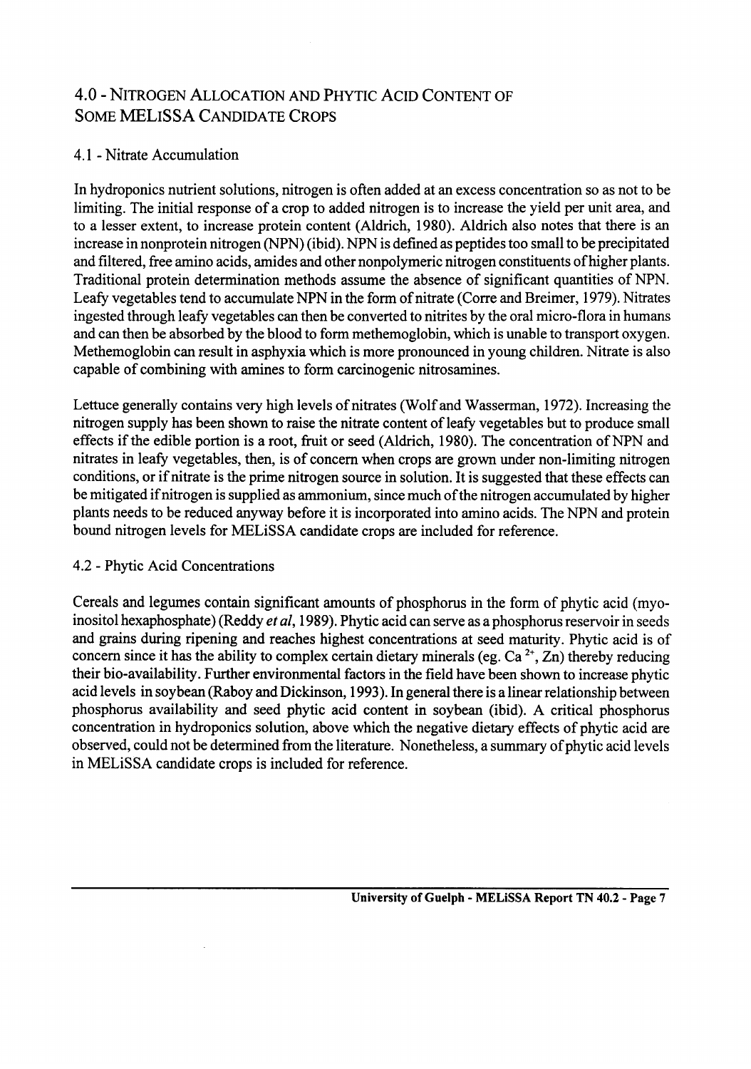## 4.0 - Nitrogen Allocation and Phytic Acid Content of Some MELiSSA Candidate Crops

### 4.1 - Nitrate Accumulation

In hydroponics nutrient solutions, nitrogen is often added at an excess concentration so as not to be limiting. The initial response of a crop to added nitrogen is to increase the yield per unit area, and to a lesser extent, to increase protein content (Aldrich, 1980). Aldrich also notes that there is an increase in nonprotein nitrogen (NPN) (ibid). NPN is defined as peptides too small to be precipitated and filtered, free amino acids, amides and other nonpolymeric nitrogen constituents of higher plants. Traditional protein determination methods assume the absence of significant quantities of NPN. Leafy vegetables tend to accumulate NPN in the form of nitrate (Corre and Breimer, 1979). Nitrates ingested through leafy vegetables can then be converted to nitrites by the oral micro-flora in humans and can then be absorbed by the blood to form methemoglobin, which is unable to transport oxygen. Methemoglobin can result in asphyxia which is more pronounced in young children. Nitrate is also capable of combining with amines to form carcinogenic nitrosamines.

Lettuce generally contains very high levels of nitrates (Wolf and Wasserman, 1972). Increasing the nitrogen supply has been shown to raise the nitrate content of leafy vegetables but to produce small effects if the edible portion is a root, fruit or seed (Aldrich, 1980). The concentration of NPN and nitrates in leafy vegetables, then, is of concern when crops are grown under non-limiting nitrogen conditions, or if nitrate is the prime nitrogen source in solution. It is suggested that these effects can be mitigated if nitrogen is supplied as ammonium, since much of the nitrogen accumulated by higher plants needs to be reduced anyway before it is incorporated into amino acids. The NPN and protein bound nitrogen levels for MELiSSA candidate crops are included for reference.

### 4.2 - Phytic Acid Concentrations

Cereals and legumes contain significant amounts of phosphorus in the form of phytic acid (myo-inositol hexaphosphate) (Reddy *et al*, 1989). Phytic acid can serve as a phosphorus reservoir in seeds and grains during ripening and reaches highest concentrations at seed maturity. Phytic acid is of concern since it has the ability to complex certain dietary minerals (eg. $Ca^{2+}$, Zn) thereby reducing their bio-availability. Further environmental factors in the field have been shown to increase phytic acid levels in soybean (Raboy and Dickinson, 1993). In general there is a linear relationship between phosphorus availability and seed phytic acid content in soybean (ibid). A critical phosphorus concentration in hydroponics solution, above which the negative dietary effects of phytic acid are observed, could not be determined from the literature. Nonetheless, a summary of phytic acid levels in MELiSSA candidate crops is included for reference.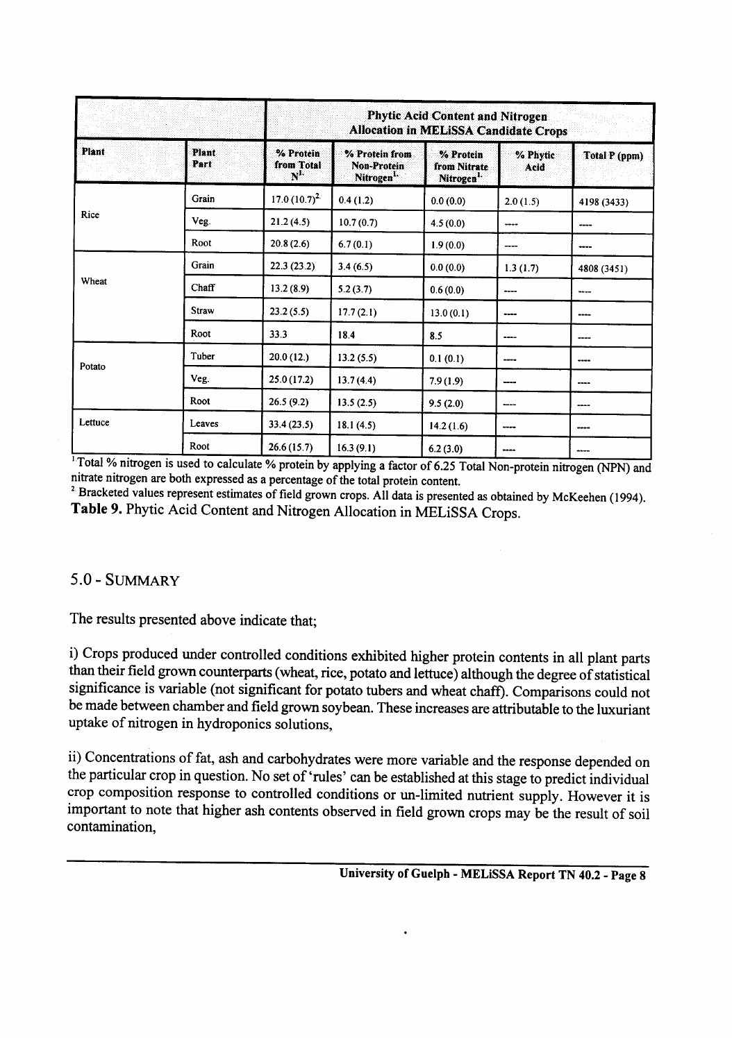| | | Phytic Acid Content and Nitrogen Allocation in MELiSSA Candidate Crops | | | | |
|---|---|---|---|---|---|---|
| **Plant** | **Plant Part** | **% Protein from Total N[1]** | **% Protein from Non-Protein Nitrogen[1]** | **% Protein from Nitrate Nitrogen[1]** | **% Phytic Acid** | **Total P (ppm)** |
| Rice | Grain | 17.0 (10.7)[2] | 0.4 (1.2) | 0.0 (0.0) | 2.0 (1.5) | 4198 (3433) |
| | Veg. | 21.2 (4.5) | 10.7 (0.7) | 4.5 (0.0) | ---- | ---- |
| | Root | 20.8 (2.6) | 6.7 (0.1) | 1.9 (0.0) | ---- | ---- |
| Wheat | Grain | 22.3 (23.2) | 3.4 (6.5) | 0.0 (0.0) | 1.3 (1.7) | 4808 (3451) |
| | Chaff | 13.2 (8.9) | 5.2 (3.7) | 0.6 (0.0) | ---- | ---- |
| | Straw | 23.2 (5.5) | 17.7 (2.1) | 13.0 (0.1) | ---- | ---- |
| | Root | 33.3 | 18.4 | 8.5 | ---- | ---- |
| Potato | Tuber | 20.0 (12.) | 13.2 (5.5) | 0.1 (0.1) | ---- | ---- |
| | Veg. | 25.0 (17.2) | 13.7 (4.4) | 7.9 (1.9) | ---- | ---- |
| | Root | 26.5 (9.2) | 13.5 (2.5) | 9.5 (2.0) | ---- | ---- |
| Lettuce | Leaves | 33.4 (23.5) | 18.1 (4.5) | 14.2 (1.6) | ---- | ---- |
| | Root | 26.6 (15.7) | 16.3 (9.1) | 6.2 (3.0) | ---- | ---- |

[1] Total % nitrogen is used to calculate % protein by applying a factor of 6.25 Total Non-protein nitrogen (NPN) and nitrate nitrogen are both expressed as a percentage of the total protein content.

[2] Bracketed values represent estimates of field grown crops. All data is presented as obtained by McKeehen (1994).

**Table 9.** Phytic Acid Content and Nitrogen Allocation in MELiSSA Crops.

## 5.0 - SUMMARY

The results presented above indicate that;

i) Crops produced under controlled conditions exhibited higher protein contents in all plant parts than their field grown counterparts (wheat, rice, potato and lettuce) although the degree of statistical significance is variable (not significant for potato tubers and wheat chaff). Comparisons could not be made between chamber and field grown soybean. These increases are attributable to the luxuriant uptake of nitrogen in hydroponics solutions,

ii) Concentrations of fat, ash and carbohydrates were more variable and the response depended on the particular crop in question. No set of 'rules' can be established at this stage to predict individual crop composition response to controlled conditions or un-limited nutrient supply. However it is important to note that higher ash contents observed in field grown crops may be the result of soil contamination,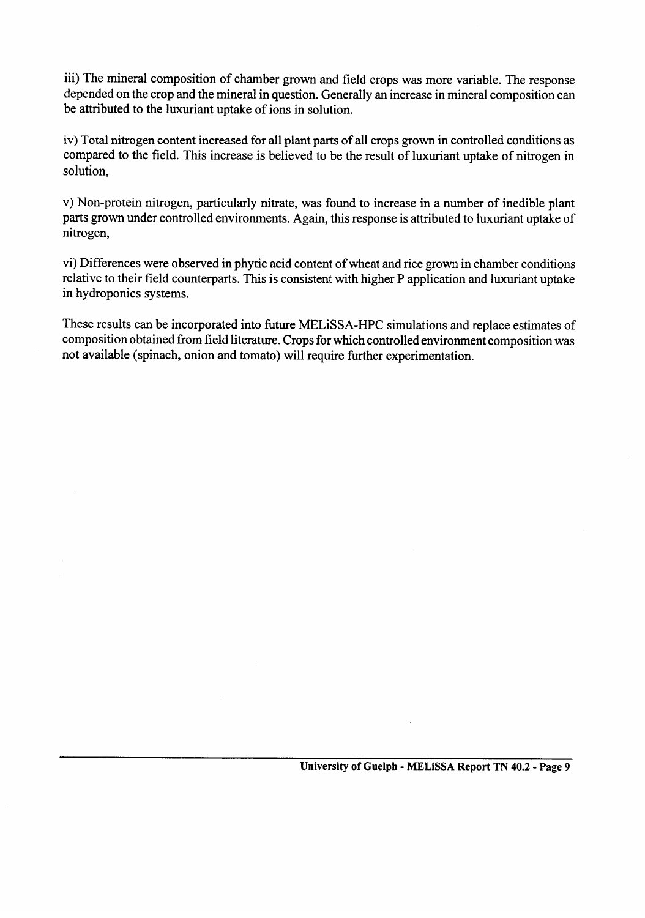iii) The mineral composition of chamber grown and field crops was more variable. The response depended on the crop and the mineral in question. Generally an increase in mineral composition can be attributed to the luxuriant uptake of ions in solution.

iv) Total nitrogen content increased for all plant parts of all crops grown in controlled conditions as compared to the field. This increase is believed to be the result of luxuriant uptake of nitrogen in solution,

v) Non-protein nitrogen, particularly nitrate, was found to increase in a number of inedible plant parts grown under controlled environments. Again, this response is attributed to luxuriant uptake of nitrogen,

vi) Differences were observed in phytic acid content of wheat and rice grown in chamber conditions relative to their field counterparts. This is consistent with higher P application and luxuriant uptake in hydroponics systems.

These results can be incorporated into future MELiSSA-HPC simulations and replace estimates of composition obtained from field literature. Crops for which controlled environment composition was not available (spinach, onion and tomato) will require further experimentation.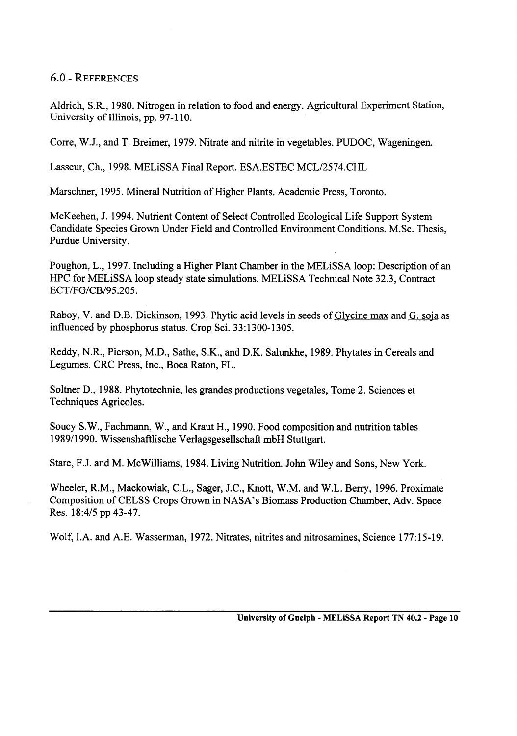## 6.0 - REFERENCES

Aldrich, S.R., 1980. Nitrogen in relation to food and energy. Agricultural Experiment Station, University of Illinois, pp. 97-110.

Corre, W.J., and T. Breimer, 1979. Nitrate and nitrite in vegetables. PUDOC, Wageningen.

Lasseur, Ch., 1998. MELiSSA Final Report. ESA.ESTEC MCL/2574.CHL

Marschner, 1995. Mineral Nutrition of Higher Plants. Academic Press, Toronto.

McKeehen, J. 1994. Nutrient Content of Select Controlled Ecological Life Support System Candidate Species Grown Under Field and Controlled Environment Conditions. M.Sc. Thesis, Purdue University.

Poughon, L., 1997. Including a Higher Plant Chamber in the MELiSSA loop: Description of an HPC for MELiSSA loop steady state simulations. MELiSSA Technical Note 32.3, Contract ECT/FG/CB/95.205.

Raboy, V. and D.B. Dickinson, 1993. Phytic acid levels in seeds of Glycine max and G. soja as influenced by phosphorus status. Crop Sci. 33:1300-1305.

Reddy, N.R., Pierson, M.D., Sathe, S.K., and D.K. Salunkhe, 1989. Phytates in Cereals and Legumes. CRC Press, Inc., Boca Raton, FL.

Soltner D., 1988. Phytotechnie, les grandes productions vegetales, Tome 2. Sciences et Techniques Agricoles.

Soucy S.W., Fachmann, W., and Kraut H., 1990. Food composition and nutrition tables 1989/1990. Wissenshaftlische Verlagsgesellschaft mbH Stuttgart.

Stare, F.J. and M. McWilliams, 1984. Living Nutrition. John Wiley and Sons, New York.

Wheeler, R.M., Mackowiak, C.L., Sager, J.C., Knott, W.M. and W.L. Berry, 1996. Proximate Composition of CELSS Crops Grown in NASA's Biomass Production Chamber, Adv. Space Res. 18:4/5 pp 43-47.

Wolf, I.A. and A.E. Wasserman, 1972. Nitrates, nitrites and nitrosamines, Science 177:15-19.